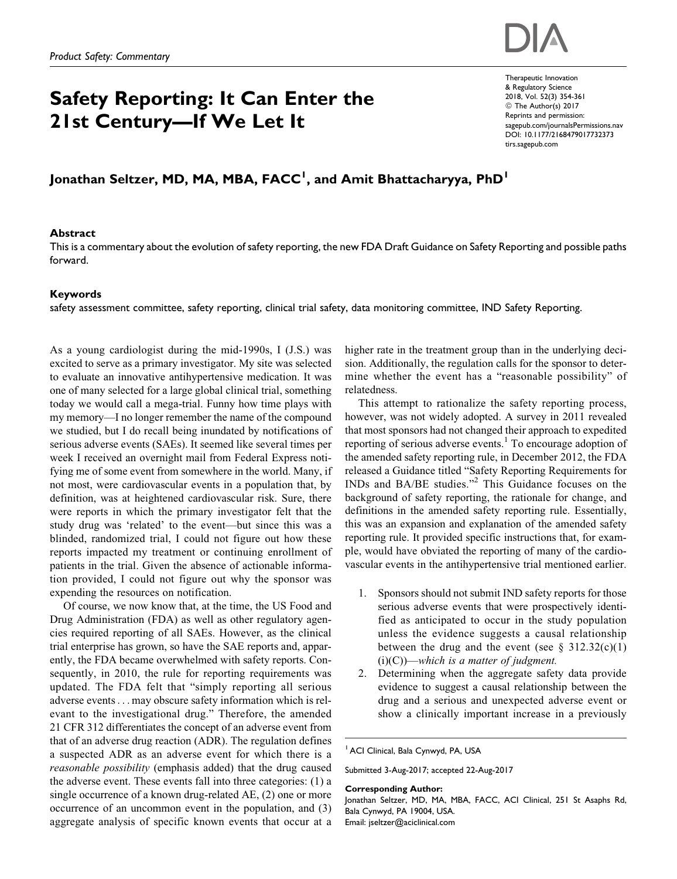Product Safety: Commentary

# Safety Reporting: It Can Enter the 21st Century—If We Let It

**Jonathan Seltzer, MD, MA, MBA, FACC[1], and Amit Bhattacharyya, PhD[1]**

## Abstract

This is a commentary about the evolution of safety reporting, the new FDA Draft Guidance on Safety Reporting and possible paths forward.

## Keywords

safety assessment committee, safety reporting, clinical trial safety, data monitoring committee, IND Safety Reporting.

As a young cardiologist during the mid-1990s, I (J.S.) was excited to serve as a primary investigator. My site was selected to evaluate an innovative antihypertensive medication. It was one of many selected for a large global clinical trial, something today we would call a mega-trial. Funny how time plays with my memory—I no longer remember the name of the compound we studied, but I do recall being inundated by notifications of serious adverse events (SAEs). It seemed like several times per week I received an overnight mail from Federal Express notifying me of some event from somewhere in the world. Many, if not most, were cardiovascular events in a population that, by definition, was at heightened cardiovascular risk. Sure, there were reports in which the primary investigator felt that the study drug was 'related' to the event—but since this was a blinded, randomized trial, I could not figure out how these reports impacted my treatment or continuing enrollment of patients in the trial. Given the absence of actionable information provided, I could not figure out why the sponsor was expending the resources on notification.

Of course, we now know that, at the time, the US Food and Drug Administration (FDA) as well as other regulatory agencies required reporting of all SAEs. However, as the clinical trial enterprise has grown, so have the SAE reports and, apparently, the FDA became overwhelmed with safety reports. Consequently, in 2010, the rule for reporting requirements was updated. The FDA felt that "simply reporting all serious adverse events . . . may obscure safety information which is relevant to the investigational drug." Therefore, the amended 21 CFR 312 differentiates the concept of an adverse event from that of an adverse drug reaction (ADR). The regulation defines a suspected ADR as an adverse event for which there is a *reasonable possibility* (emphasis added) that the drug caused the adverse event. These events fall into three categories: (1) a single occurrence of a known drug-related AE, (2) one or more occurrence of an uncommon event in the population, and (3) aggregate analysis of specific known events that occur at a higher rate in the treatment group than in the underlying decision. Additionally, the regulation calls for the sponsor to determine whether the event has a "reasonable possibility" of relatedness.

This attempt to rationalize the safety reporting process, however, was not widely adopted. A survey in 2011 revealed that most sponsors had not changed their approach to expedited reporting of serious adverse events.[1] To encourage adoption of the amended safety reporting rule, in December 2012, the FDA released a Guidance titled "Safety Reporting Requirements for INDs and BA/BE studies."[2] This Guidance focuses on the background of safety reporting, the rationale for change, and definitions in the amended safety reporting rule. Essentially, this was an expansion and explanation of the amended safety reporting rule. It provided specific instructions that, for example, would have obviated the reporting of many of the cardiovascular events in the antihypertensive trial mentioned earlier.

1. Sponsors should not submit IND safety reports for those serious adverse events that were prospectively identified as anticipated to occur in the study population unless the evidence suggests a causal relationship between the drug and the event (see § 312.32(c)(1)(i)(C))—*which is a matter of judgment.*
2. Determining when the aggregate safety data provide evidence to suggest a causal relationship between the drug and a serious and unexpected adverse event or show a clinically important increase in a previously

[1] ACI Clinical, Bala Cynwyd, PA, USA

Submitted 3-Aug-2017; accepted 22-Aug-2017

**Corresponding Author:**
Jonathan Seltzer, MD, MA, MBA, FACC, ACI Clinical, 251 St Asaphs Rd, Bala Cynwyd, PA 19004, USA.
Email: jseltzer@aciclinical.com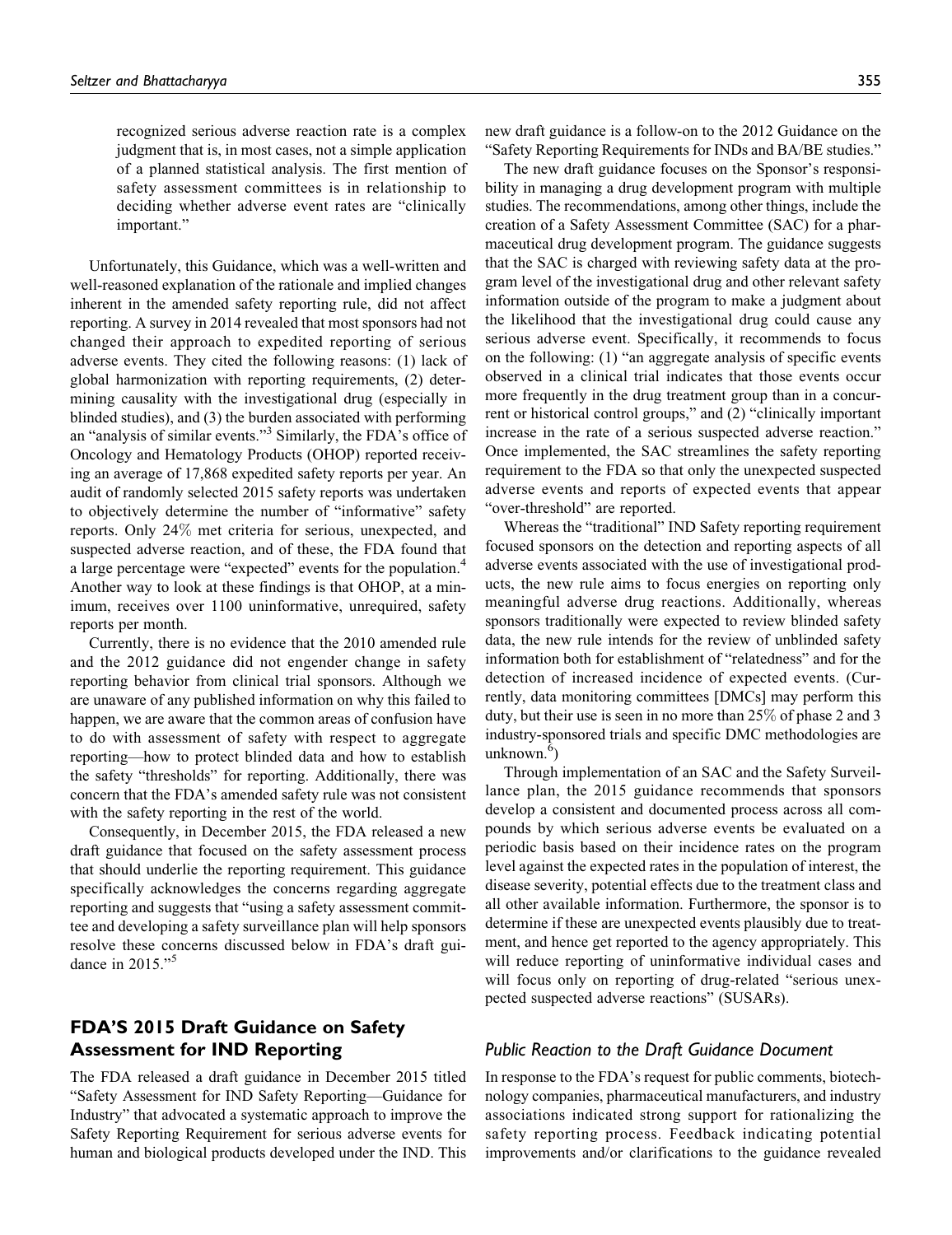> recognized serious adverse reaction rate is a complex judgment that is, in most cases, not a simple application of a planned statistical analysis. The first mention of safety assessment committees is in relationship to deciding whether adverse event rates are "clinically important."

Unfortunately, this Guidance, which was a well-written and well-reasoned explanation of the rationale and implied changes inherent in the amended safety reporting rule, did not affect reporting. A survey in 2014 revealed that most sponsors had not changed their approach to expedited reporting of serious adverse events. They cited the following reasons: (1) lack of global harmonization with reporting requirements, (2) determining causality with the investigational drug (especially in blinded studies), and (3) the burden associated with performing an "analysis of similar events."[3] Similarly, the FDA's office of Oncology and Hematology Products (OHOP) reported receiving an average of 17,868 expedited safety reports per year. An audit of randomly selected 2015 safety reports was undertaken to objectively determine the number of "informative" safety reports. Only 24% met criteria for serious, unexpected, and suspected adverse reaction, and of these, the FDA found that a large percentage were "expected" events for the population.[4] Another way to look at these findings is that OHOP, at a minimum, receives over 1100 uninformative, unrequired, safety reports per month.

Currently, there is no evidence that the 2010 amended rule and the 2012 guidance did not engender change in safety reporting behavior from clinical trial sponsors. Although we are unaware of any published information on why this failed to happen, we are aware that the common areas of confusion have to do with assessment of safety with respect to aggregate reporting—how to protect blinded data and how to establish the safety "thresholds" for reporting. Additionally, there was concern that the FDA's amended safety rule was not consistent with the safety reporting in the rest of the world.

Consequently, in December 2015, the FDA released a new draft guidance that focused on the safety assessment process that should underlie the reporting requirement. This guidance specifically acknowledges the concerns regarding aggregate reporting and suggests that "using a safety assessment committee and developing a safety surveillance plan will help sponsors resolve these concerns discussed below in FDA's draft guidance in 2015."[5]

## FDA'S 2015 Draft Guidance on Safety Assessment for IND Reporting

The FDA released a draft guidance in December 2015 titled "Safety Assessment for IND Safety Reporting—Guidance for Industry" that advocated a systematic approach to improve the Safety Reporting Requirement for serious adverse events for human and biological products developed under the IND. This new draft guidance is a follow-on to the 2012 Guidance on the "Safety Reporting Requirements for INDs and BA/BE studies."

The new draft guidance focuses on the Sponsor's responsibility in managing a drug development program with multiple studies. The recommendations, among other things, include the creation of a Safety Assessment Committee (SAC) for a pharmaceutical drug development program. The guidance suggests that the SAC is charged with reviewing safety data at the program level of the investigational drug and other relevant safety information outside of the program to make a judgment about the likelihood that the investigational drug could cause any serious adverse event. Specifically, it recommends to focus on the following: (1) "an aggregate analysis of specific events observed in a clinical trial indicates that those events occur more frequently in the drug treatment group than in a concurrent or historical control groups," and (2) "clinically important increase in the rate of a serious suspected adverse reaction." Once implemented, the SAC streamlines the safety reporting requirement to the FDA so that only the unexpected suspected adverse events and reports of expected events that appear "over-threshold" are reported.

Whereas the "traditional" IND Safety reporting requirement focused sponsors on the detection and reporting aspects of all adverse events associated with the use of investigational products, the new rule aims to focus energies on reporting only meaningful adverse drug reactions. Additionally, whereas sponsors traditionally were expected to review blinded safety data, the new rule intends for the review of unblinded safety information both for establishment of "relatedness" and for the detection of increased incidence of expected events. (Currently, data monitoring committees [DMCs] may perform this duty, but their use is seen in no more than 25% of phase 2 and 3 industry-sponsored trials and specific DMC methodologies are unknown.[6])

Through implementation of an SAC and the Safety Surveillance plan, the 2015 guidance recommends that sponsors develop a consistent and documented process across all compounds by which serious adverse events be evaluated on a periodic basis based on their incidence rates on the program level against the expected rates in the population of interest, the disease severity, potential effects due to the treatment class and all other available information. Furthermore, the sponsor is to determine if these are unexpected events plausibly due to treatment, and hence get reported to the agency appropriately. This will reduce reporting of uninformative individual cases and will focus only on reporting of drug-related "serious unexpected suspected adverse reactions" (SUSARs).

### *Public Reaction to the Draft Guidance Document*

In response to the FDA's request for public comments, biotechnology companies, pharmaceutical manufacturers, and industry associations indicated strong support for rationalizing the safety reporting process. Feedback indicating potential improvements and/or clarifications to the guidance revealed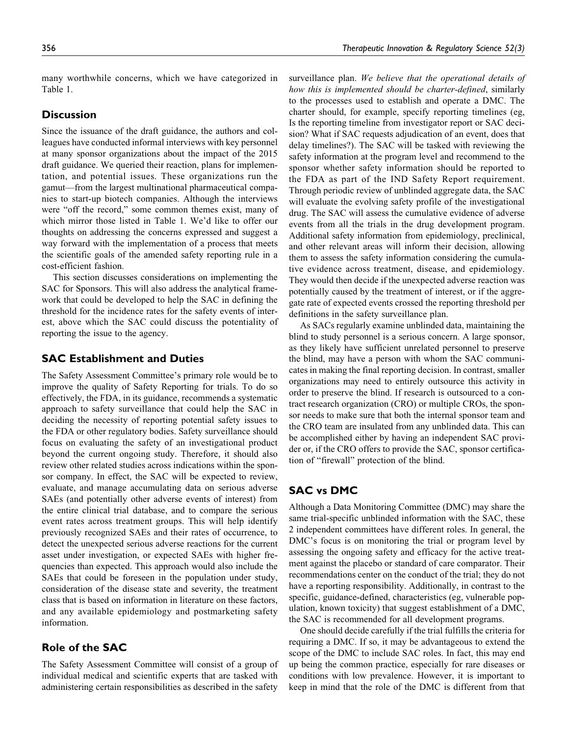many worthwhile concerns, which we have categorized in Table 1.

## Discussion

Since the issuance of the draft guidance, the authors and colleagues have conducted informal interviews with key personnel at many sponsor organizations about the impact of the 2015 draft guidance. We queried their reaction, plans for implementation, and potential issues. These organizations run the gamut—from the largest multinational pharmaceutical companies to start-up biotech companies. Although the interviews were "off the record," some common themes exist, many of which mirror those listed in Table 1. We'd like to offer our thoughts on addressing the concerns expressed and suggest a way forward with the implementation of a process that meets the scientific goals of the amended safety reporting rule in a cost-efficient fashion.

This section discusses considerations on implementing the SAC for Sponsors. This will also address the analytical framework that could be developed to help the SAC in defining the threshold for the incidence rates for the safety events of interest, above which the SAC could discuss the potentiality of reporting the issue to the agency.

## SAC Establishment and Duties

The Safety Assessment Committee's primary role would be to improve the quality of Safety Reporting for trials. To do so effectively, the FDA, in its guidance, recommends a systematic approach to safety surveillance that could help the SAC in deciding the necessity of reporting potential safety issues to the FDA or other regulatory bodies. Safety surveillance should focus on evaluating the safety of an investigational product beyond the current ongoing study. Therefore, it should also review other related studies across indications within the sponsor company. In effect, the SAC will be expected to review, evaluate, and manage accumulating data on serious adverse SAEs (and potentially other adverse events of interest) from the entire clinical trial database, and to compare the serious event rates across treatment groups. This will help identify previously recognized SAEs and their rates of occurrence, to detect the unexpected serious adverse reactions for the current asset under investigation, or expected SAEs with higher frequencies than expected. This approach would also include the SAEs that could be foreseen in the population under study, consideration of the disease state and severity, the treatment class that is based on information in literature on these factors, and any available epidemiology and postmarketing safety information.

## Role of the SAC

The Safety Assessment Committee will consist of a group of individual medical and scientific experts that are tasked with administering certain responsibilities as described in the safety surveillance plan. *We believe that the operational details of how this is implemented should be charter-defined*, similarly to the processes used to establish and operate a DMC. The charter should, for example, specify reporting timelines (eg, Is the reporting timeline from investigator report or SAC decision? What if SAC requests adjudication of an event, does that delay timelines?). The SAC will be tasked with reviewing the safety information at the program level and recommend to the sponsor whether safety information should be reported to the FDA as part of the IND Safety Report requirement. Through periodic review of unblinded aggregate data, the SAC will evaluate the evolving safety profile of the investigational drug. The SAC will assess the cumulative evidence of adverse events from all the trials in the drug development program. Additional safety information from epidemiology, preclinical, and other relevant areas will inform their decision, allowing them to assess the safety information considering the cumulative evidence across treatment, disease, and epidemiology. They would then decide if the unexpected adverse reaction was potentially caused by the treatment of interest, or if the aggregate rate of expected events crossed the reporting threshold per definitions in the safety surveillance plan.

As SACs regularly examine unblinded data, maintaining the blind to study personnel is a serious concern. A large sponsor, as they likely have sufficient unrelated personnel to preserve the blind, may have a person with whom the SAC communicates in making the final reporting decision. In contrast, smaller organizations may need to entirely outsource this activity in order to preserve the blind. If research is outsourced to a contract research organization (CRO) or multiple CROs, the sponsor needs to make sure that both the internal sponsor team and the CRO team are insulated from any unblinded data. This can be accomplished either by having an independent SAC provider or, if the CRO offers to provide the SAC, sponsor certification of "firewall" protection of the blind.

## SAC vs DMC

Although a Data Monitoring Committee (DMC) may share the same trial-specific unblinded information with the SAC, these 2 independent committees have different roles. In general, the DMC's focus is on monitoring the trial or program level by assessing the ongoing safety and efficacy for the active treatment against the placebo or standard of care comparator. Their recommendations center on the conduct of the trial; they do not have a reporting responsibility. Additionally, in contrast to the specific, guidance-defined, characteristics (eg, vulnerable population, known toxicity) that suggest establishment of a DMC, the SAC is recommended for all development programs.

One should decide carefully if the trial fulfills the criteria for requiring a DMC. If so, it may be advantageous to extend the scope of the DMC to include SAC roles. In fact, this may end up being the common practice, especially for rare diseases or conditions with low prevalence. However, it is important to keep in mind that the role of the DMC is different from that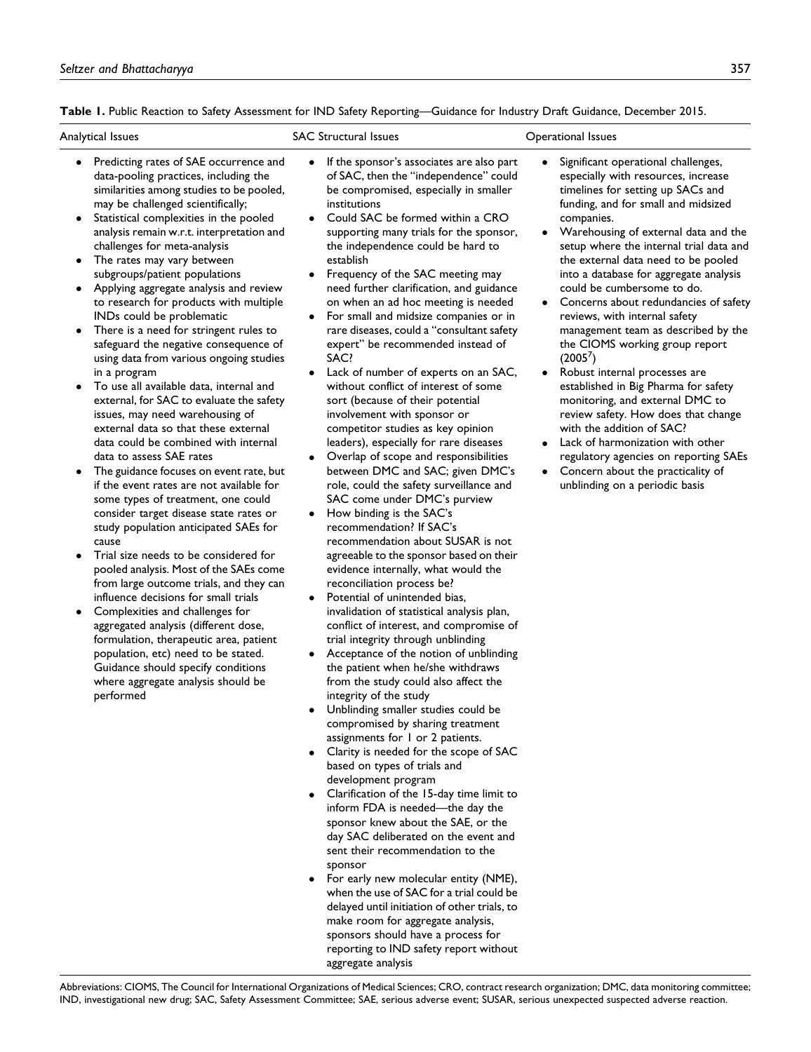**Table 1.** Public Reaction to Safety Assessment for IND Safety Reporting—Guidance for Industry Draft Guidance, December 2015.

| Analytical Issues | SAC Structural Issues | Operational Issues |
|---|---|---|
| • Predicting rates of SAE occurrence and data-pooling practices, including the similarities among studies to be pooled, may be challenged scientifically;<br>• Statistical complexities in the pooled analysis remain w.r.t. interpretation and challenges for meta-analysis<br>• The rates may vary between subgroups/patient populations<br>• Applying aggregate analysis and review to research for products with multiple INDs could be problematic<br>• There is a need for stringent rules to safeguard the negative consequence of using data from various ongoing studies in a program<br>• To use all available data, internal and external, for SAC to evaluate the safety issues, may need warehousing of external data so that these external data could be combined with internal data to assess SAE rates<br>• The guidance focuses on event rate, but if the event rates are not available for some types of treatment, one could consider target disease state rates or study population anticipated SAEs for cause<br>• Trial size needs to be considered for pooled analysis. Most of the SAEs come from large outcome trials, and they can influence decisions for small trials<br>• Complexities and challenges for aggregated analysis (different dose, formulation, therapeutic area, patient population, etc) need to be stated. Guidance should specify conditions where aggregate analysis should be performed | • If the sponsor's associates are also part of SAC, then the "independence" could be compromised, especially in smaller institutions<br>• Could SAC be formed within a CRO supporting many trials for the sponsor, the independence could be hard to establish<br>• Frequency of the SAC meeting may need further clarification, and guidance on when an ad hoc meeting is needed<br>• For small and midsize companies or in rare diseases, could a "consultant safety expert" be recommended instead of SAC?<br>• Lack of number of experts on an SAC, without conflict of interest of some sort (because of their potential involvement with sponsor or competitor studies as key opinion leaders), especially for rare diseases<br>• Overlap of scope and responsibilities between DMC and SAC; given DMC's role, could the safety surveillance and SAC come under DMC's purview<br>• How binding is the SAC's recommendation? If SAC's recommendation about SUSAR is not agreeable to the sponsor based on their evidence internally, what would the reconciliation process be?<br>• Potential of unintended bias, invalidation of statistical analysis plan, conflict of interest, and compromise of trial integrity through unblinding<br>• Acceptance of the notion of unblinding the patient when he/she withdraws from the study could also affect the integrity of the study<br>• Unblinding smaller studies could be compromised by sharing treatment assignments for 1 or 2 patients.<br>• Clarity is needed for the scope of SAC based on types of trials and development program<br>• Clarification of the 15-day time limit to inform FDA is needed—the day the sponsor knew about the SAE, or the day SAC deliberated on the event and sent their recommendation to the sponsor<br>• For early new molecular entity (NME), when the use of SAC for a trial could be delayed until initiation of other trials, to make room for aggregate analysis, sponsors should have a process for reporting to IND safety report without aggregate analysis | • Significant operational challenges, especially with resources, increase timelines for setting up SACs and funding, and for small and midsized companies.<br>• Warehousing of external data and the setup where the internal trial data and the external data need to be pooled into a database for aggregate analysis could be cumbersome to do.<br>• Concerns about redundancies of safety reviews, with internal safety management team as described by the the CIOMS working group report (2005[7])<br>• Robust internal processes are established in Big Pharma for safety monitoring, and external DMC to review safety. How does that change with the addition of SAC?<br>• Lack of harmonization with other regulatory agencies on reporting SAEs<br>• Concern about the practicality of unblinding on a periodic basis |

Abbreviations: CIOMS, The Council for International Organizations of Medical Sciences; CRO, contract research organization; DMC, data monitoring committee; IND, investigational new drug; SAC, Safety Assessment Committee; SAE, serious adverse event; SUSAR, serious unexpected suspected adverse reaction.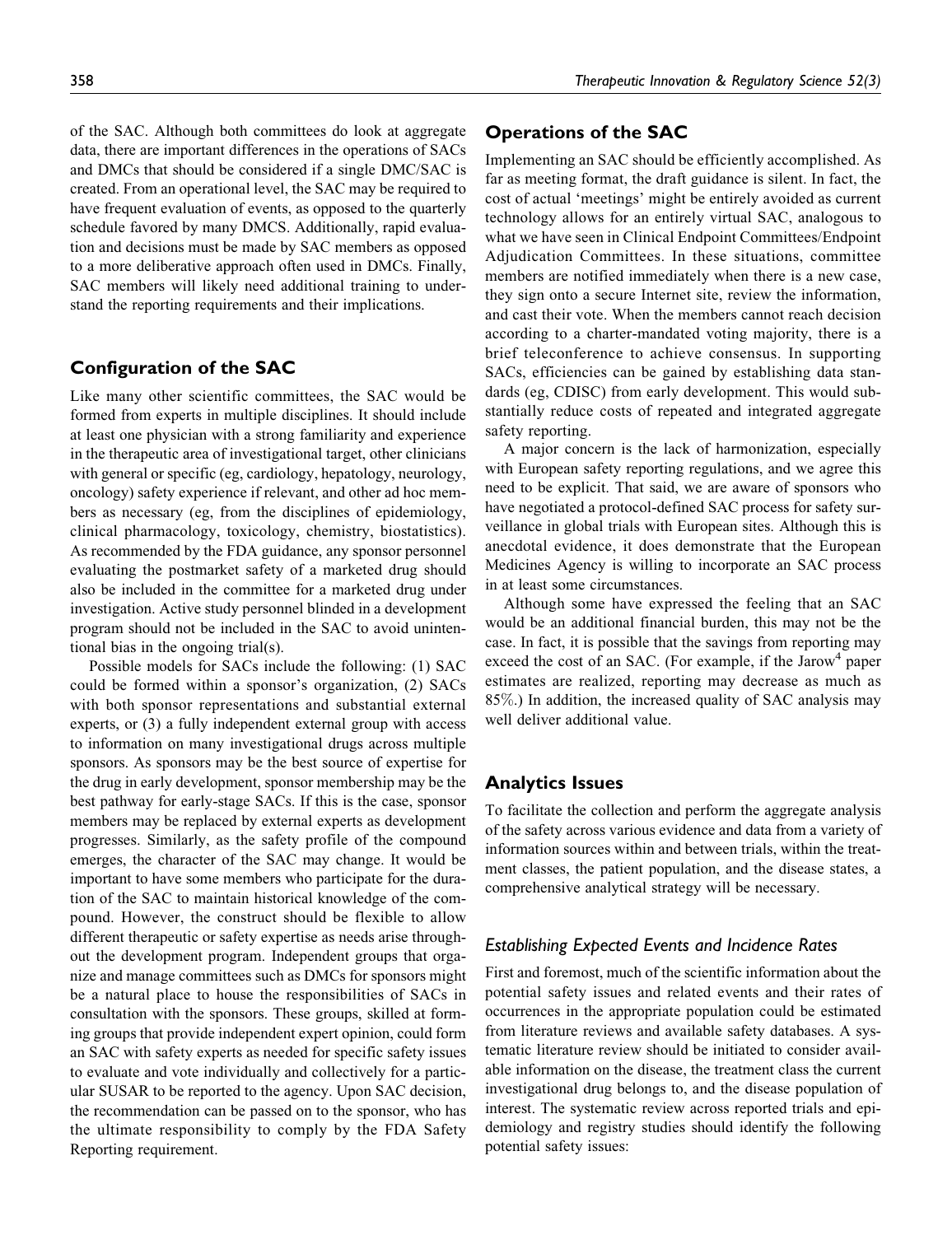of the SAC. Although both committees do look at aggregate data, there are important differences in the operations of SACs and DMCs that should be considered if a single DMC/SAC is created. From an operational level, the SAC may be required to have frequent evaluation of events, as opposed to the quarterly schedule favored by many DMCS. Additionally, rapid evaluation and decisions must be made by SAC members as opposed to a more deliberative approach often used in DMCs. Finally, SAC members will likely need additional training to understand the reporting requirements and their implications.

## Configuration of the SAC

Like many other scientific committees, the SAC would be formed from experts in multiple disciplines. It should include at least one physician with a strong familiarity and experience in the therapeutic area of investigational target, other clinicians with general or specific (eg, cardiology, hepatology, neurology, oncology) safety experience if relevant, and other ad hoc members as necessary (eg, from the disciplines of epidemiology, clinical pharmacology, toxicology, chemistry, biostatistics). As recommended by the FDA guidance, any sponsor personnel evaluating the postmarket safety of a marketed drug should also be included in the committee for a marketed drug under investigation. Active study personnel blinded in a development program should not be included in the SAC to avoid unintentional bias in the ongoing trial(s).

Possible models for SACs include the following: (1) SAC could be formed within a sponsor's organization, (2) SACs with both sponsor representations and substantial external experts, or (3) a fully independent external group with access to information on many investigational drugs across multiple sponsors. As sponsors may be the best source of expertise for the drug in early development, sponsor membership may be the best pathway for early-stage SACs. If this is the case, sponsor members may be replaced by external experts as development progresses. Similarly, as the safety profile of the compound emerges, the character of the SAC may change. It would be important to have some members who participate for the duration of the SAC to maintain historical knowledge of the compound. However, the construct should be flexible to allow different therapeutic or safety expertise as needs arise throughout the development program. Independent groups that organize and manage committees such as DMCs for sponsors might be a natural place to house the responsibilities of SACs in consultation with the sponsors. These groups, skilled at forming groups that provide independent expert opinion, could form an SAC with safety experts as needed for specific safety issues to evaluate and vote individually and collectively for a particular SUSAR to be reported to the agency. Upon SAC decision, the recommendation can be passed on to the sponsor, who has the ultimate responsibility to comply by the FDA Safety Reporting requirement.

## Operations of the SAC

Implementing an SAC should be efficiently accomplished. As far as meeting format, the draft guidance is silent. In fact, the cost of actual 'meetings' might be entirely avoided as current technology allows for an entirely virtual SAC, analogous to what we have seen in Clinical Endpoint Committees/Endpoint Adjudication Committees. In these situations, committee members are notified immediately when there is a new case, they sign onto a secure Internet site, review the information, and cast their vote. When the members cannot reach decision according to a charter-mandated voting majority, there is a brief teleconference to achieve consensus. In supporting SACs, efficiencies can be gained by establishing data standards (eg, CDISC) from early development. This would substantially reduce costs of repeated and integrated aggregate safety reporting.

A major concern is the lack of harmonization, especially with European safety reporting regulations, and we agree this need to be explicit. That said, we are aware of sponsors who have negotiated a protocol-defined SAC process for safety surveillance in global trials with European sites. Although this is anecdotal evidence, it does demonstrate that the European Medicines Agency is willing to incorporate an SAC process in at least some circumstances.

Although some have expressed the feeling that an SAC would be an additional financial burden, this may not be the case. In fact, it is possible that the savings from reporting may exceed the cost of an SAC. (For example, if the Jarow[4] paper estimates are realized, reporting may decrease as much as 85%.) In addition, the increased quality of SAC analysis may well deliver additional value.

## Analytics Issues

To facilitate the collection and perform the aggregate analysis of the safety across various evidence and data from a variety of information sources within and between trials, within the treatment classes, the patient population, and the disease states, a comprehensive analytical strategy will be necessary.

### *Establishing Expected Events and Incidence Rates*

First and foremost, much of the scientific information about the potential safety issues and related events and their rates of occurrences in the appropriate population could be estimated from literature reviews and available safety databases. A systematic literature review should be initiated to consider available information on the disease, the treatment class the current investigational drug belongs to, and the disease population of interest. The systematic review across reported trials and epidemiology and registry studies should identify the following potential safety issues: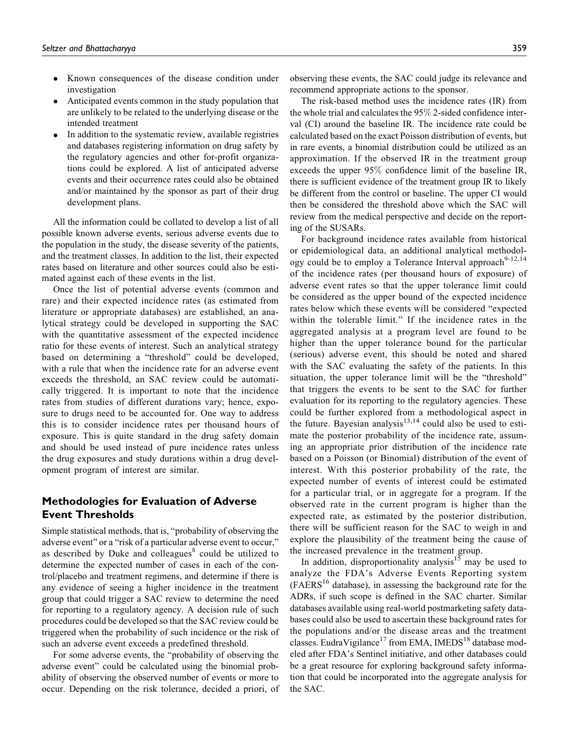- Known consequences of the disease condition under investigation
- Anticipated events common in the study population that are unlikely to be related to the underlying disease or the intended treatment
- In addition to the systematic review, available registries and databases registering information on drug safety by the regulatory agencies and other for-profit organizations could be explored. A list of anticipated adverse events and their occurrence rates could also be obtained and/or maintained by the sponsor as part of their drug development plans.

All the information could be collated to develop a list of all possible known adverse events, serious adverse events due to the population in the study, the disease severity of the patients, and the treatment classes. In addition to the list, their expected rates based on literature and other sources could also be estimated against each of these events in the list.

Once the list of potential adverse events (common and rare) and their expected incidence rates (as estimated from literature or appropriate databases) are established, an analytical strategy could be developed in supporting the SAC with the quantitative assessment of the expected incidence ratio for these events of interest. Such an analytical strategy based on determining a "threshold" could be developed, with a rule that when the incidence rate for an adverse event exceeds the threshold, an SAC review could be automatically triggered. It is important to note that the incidence rates from studies of different durations vary; hence, exposure to drugs need to be accounted for. One way to address this is to consider incidence rates per thousand hours of exposure. This is quite standard in the drug safety domain and should be used instead of pure incidence rates unless the drug exposures and study durations within a drug development program of interest are similar.

## Methodologies for Evaluation of Adverse Event Thresholds

Simple statistical methods, that is, "probability of observing the adverse event" or a "risk of a particular adverse event to occur," as described by Duke and colleagues[8] could be utilized to determine the expected number of cases in each of the control/placebo and treatment regimens, and determine if there is any evidence of seeing a higher incidence in the treatment group that could trigger a SAC review to determine the need for reporting to a regulatory agency. A decision rule of such procedures could be developed so that the SAC review could be triggered when the probability of such incidence or the risk of such an adverse event exceeds a predefined threshold.

For some adverse events, the "probability of observing the adverse event" could be calculated using the binomial probability of observing the observed number of events or more to occur. Depending on the risk tolerance, decided a priori, of observing these events, the SAC could judge its relevance and recommend appropriate actions to the sponsor.

The risk-based method uses the incidence rates (IR) from the whole trial and calculates the 95% 2-sided confidence interval (CI) around the baseline IR. The incidence rate could be calculated based on the exact Poisson distribution of events, but in rare events, a binomial distribution could be utilized as an approximation. If the observed IR in the treatment group exceeds the upper 95% confidence limit of the baseline IR, there is sufficient evidence of the treatment group IR to likely be different from the control or baseline. The upper CI would then be considered the threshold above which the SAC will review from the medical perspective and decide on the reporting of the SUSARs.

For background incidence rates available from historical or epidemiological data, an additional analytical methodology could be to employ a Tolerance Interval approach[9-12,14] of the incidence rates (per thousand hours of exposure) of adverse event rates so that the upper tolerance limit could be considered as the upper bound of the expected incidence rates below which these events will be considered "expected within the tolerable limit." If the incidence rates in the aggregated analysis at a program level are found to be higher than the upper tolerance bound for the particular (serious) adverse event, this should be noted and shared with the SAC evaluating the safety of the patients. In this situation, the upper tolerance limit will be the "threshold" that triggers the events to be sent to the SAC for further evaluation for its reporting to the regulatory agencies. These could be further explored from a methodological aspect in the future. Bayesian analysis[13,14] could also be used to estimate the posterior probability of the incidence rate, assuming an appropriate prior distribution of the incidence rate based on a Poisson (or Binomial) distribution of the event of interest. With this posterior probability of the rate, the expected number of events of interest could be estimated for a particular trial, or in aggregate for a program. If the observed rate in the current program is higher than the expected rate, as estimated by the posterior distribution, there will be sufficient reason for the SAC to weigh in and explore the plausibility of the treatment being the cause of the increased prevalence in the treatment group.

In addition, disproportionality analysis[15] may be used to analyze the FDA's Adverse Events Reporting system (FAERS[16] database), in assessing the background rate for the ADRs, if such scope is defined in the SAC charter. Similar databases available using real-world postmarketing safety databases could also be used to ascertain these background rates for the populations and/or the disease areas and the treatment classes. EudraVigilance[17] from EMA, IMEDS[18] database modeled after FDA's Sentinel initiative, and other databases could be a great resource for exploring background safety information that could be incorporated into the aggregate analysis for the SAC.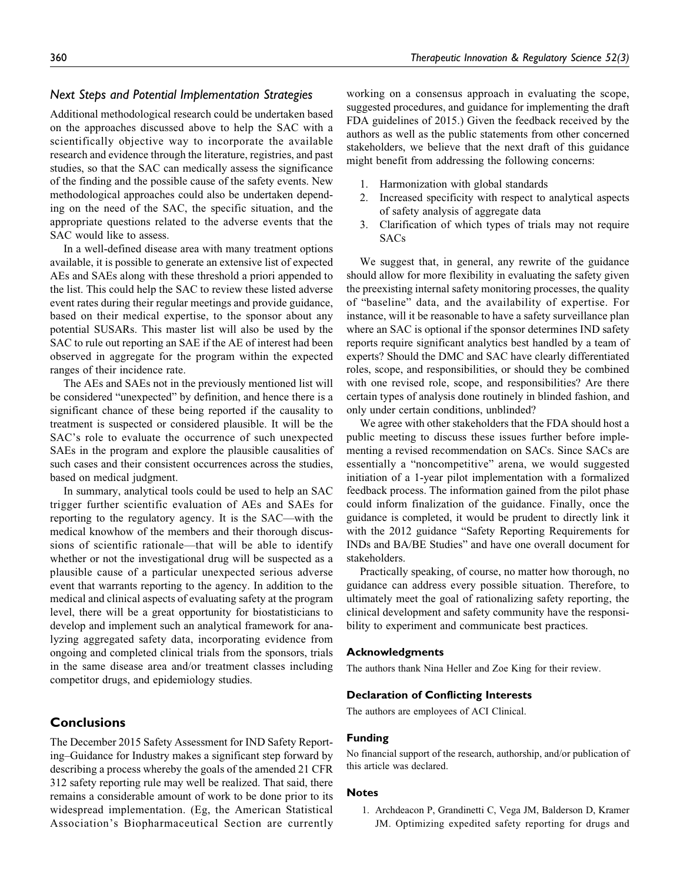### Next Steps and Potential Implementation Strategies

Additional methodological research could be undertaken based on the approaches discussed above to help the SAC with a scientifically objective way to incorporate the available research and evidence through the literature, registries, and past studies, so that the SAC can medically assess the significance of the finding and the possible cause of the safety events. New methodological approaches could also be undertaken depending on the need of the SAC, the specific situation, and the appropriate questions related to the adverse events that the SAC would like to assess.

In a well-defined disease area with many treatment options available, it is possible to generate an extensive list of expected AEs and SAEs along with these threshold a priori appended to the list. This could help the SAC to review these listed adverse event rates during their regular meetings and provide guidance, based on their medical expertise, to the sponsor about any potential SUSARs. This master list will also be used by the SAC to rule out reporting an SAE if the AE of interest had been observed in aggregate for the program within the expected ranges of their incidence rate.

The AEs and SAEs not in the previously mentioned list will be considered "unexpected" by definition, and hence there is a significant chance of these being reported if the causality to treatment is suspected or considered plausible. It will be the SAC's role to evaluate the occurrence of such unexpected SAEs in the program and explore the plausible causalities of such cases and their consistent occurrences across the studies, based on medical judgment.

In summary, analytical tools could be used to help an SAC trigger further scientific evaluation of AEs and SAEs for reporting to the regulatory agency. It is the SAC—with the medical knowhow of the members and their thorough discussions of scientific rationale—that will be able to identify whether or not the investigational drug will be suspected as a plausible cause of a particular unexpected serious adverse event that warrants reporting to the agency. In addition to the medical and clinical aspects of evaluating safety at the program level, there will be a great opportunity for biostatisticians to develop and implement such an analytical framework for analyzing aggregated safety data, incorporating evidence from ongoing and completed clinical trials from the sponsors, trials in the same disease area and/or treatment classes including competitor drugs, and epidemiology studies.

## Conclusions

The December 2015 Safety Assessment for IND Safety Reporting–Guidance for Industry makes a significant step forward by describing a process whereby the goals of the amended 21 CFR 312 safety reporting rule may well be realized. That said, there remains a considerable amount of work to be done prior to its widespread implementation. (Eg, the American Statistical Association's Biopharmaceutical Section are currently working on a consensus approach in evaluating the scope, suggested procedures, and guidance for implementing the draft FDA guidelines of 2015.) Given the feedback received by the authors as well as the public statements from other concerned stakeholders, we believe that the next draft of this guidance might benefit from addressing the following concerns:

1. Harmonization with global standards
2. Increased specificity with respect to analytical aspects of safety analysis of aggregate data
3. Clarification of which types of trials may not require SACs

We suggest that, in general, any rewrite of the guidance should allow for more flexibility in evaluating the safety given the preexisting internal safety monitoring processes, the quality of "baseline" data, and the availability of expertise. For instance, will it be reasonable to have a safety surveillance plan where an SAC is optional if the sponsor determines IND safety reports require significant analytics best handled by a team of experts? Should the DMC and SAC have clearly differentiated roles, scope, and responsibilities, or should they be combined with one revised role, scope, and responsibilities? Are there certain types of analysis done routinely in blinded fashion, and only under certain conditions, unblinded?

We agree with other stakeholders that the FDA should host a public meeting to discuss these issues further before implementing a revised recommendation on SACs. Since SACs are essentially a "noncompetitive" arena, we would suggested initiation of a 1-year pilot implementation with a formalized feedback process. The information gained from the pilot phase could inform finalization of the guidance. Finally, once the guidance is completed, it would be prudent to directly link it with the 2012 guidance "Safety Reporting Requirements for INDs and BA/BE Studies" and have one overall document for stakeholders.

Practically speaking, of course, no matter how thorough, no guidance can address every possible situation. Therefore, to ultimately meet the goal of rationalizing safety reporting, the clinical development and safety community have the responsibility to experiment and communicate best practices.

### Acknowledgments

The authors thank Nina Heller and Zoe King for their review.

### Declaration of Conflicting Interests

The authors are employees of ACI Clinical.

### Funding

No financial support of the research, authorship, and/or publication of this article was declared.

### Notes

1. Archdeacon P, Grandinetti C, Vega JM, Balderson D, Kramer JM. Optimizing expedited safety reporting for drugs and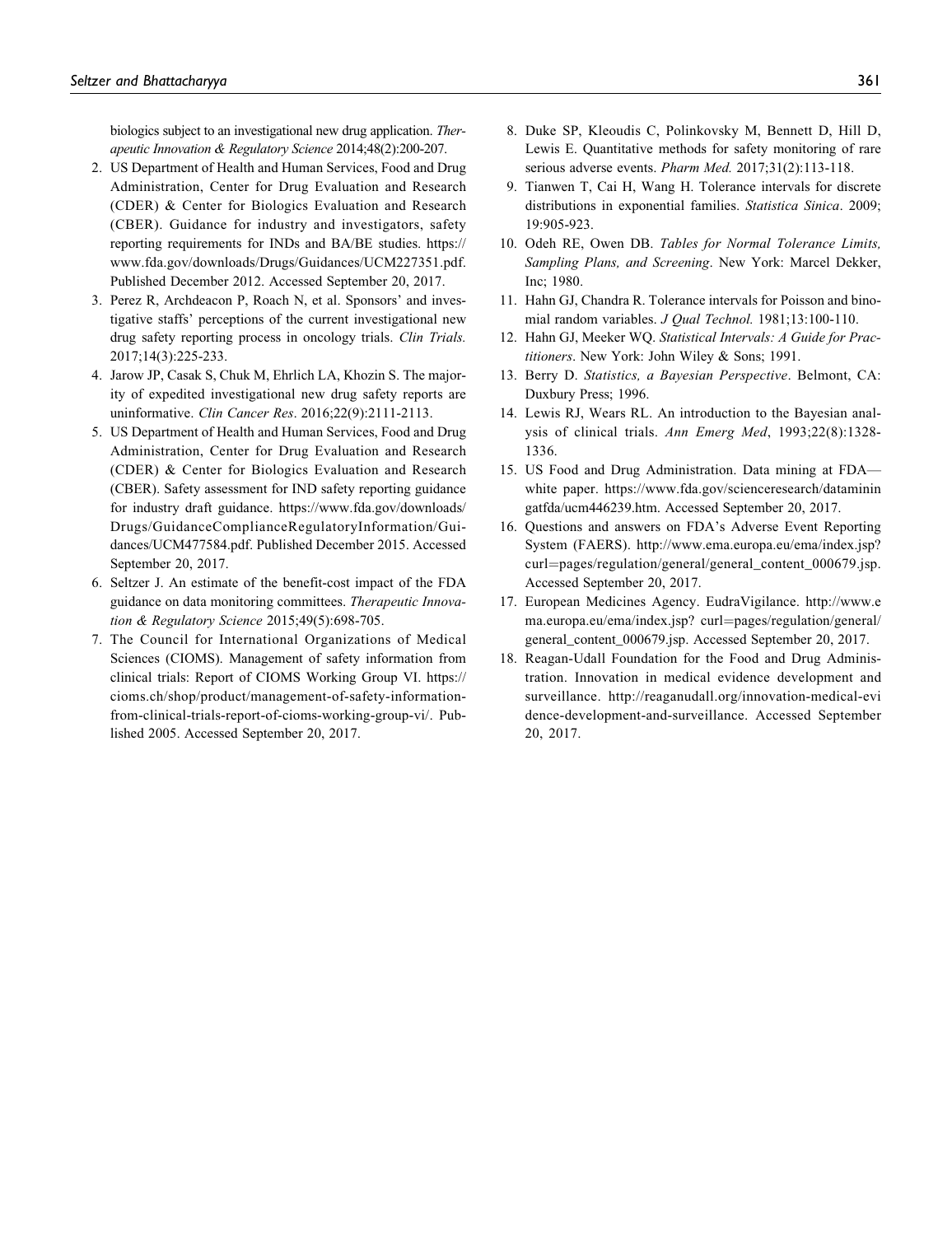biologics subject to an investigational new drug application. *Therapeutic Innovation & Regulatory Science* 2014;48(2):200-207.

2. US Department of Health and Human Services, Food and Drug Administration, Center for Drug Evaluation and Research (CDER) & Center for Biologics Evaluation and Research (CBER). Guidance for industry and investigators, safety reporting requirements for INDs and BA/BE studies. https://www.fda.gov/downloads/Drugs/Guidances/UCM227351.pdf. Published December 2012. Accessed September 20, 2017.
3. Perez R, Archdeacon P, Roach N, et al. Sponsors' and investigative staffs' perceptions of the current investigational new drug safety reporting process in oncology trials. *Clin Trials.* 2017;14(3):225-233.
4. Jarow JP, Casak S, Chuk M, Ehrlich LA, Khozin S. The majority of expedited investigational new drug safety reports are uninformative. *Clin Cancer Res*. 2016;22(9):2111-2113.
5. US Department of Health and Human Services, Food and Drug Administration, Center for Drug Evaluation and Research (CDER) & Center for Biologics Evaluation and Research (CBER). Safety assessment for IND safety reporting guidance for industry draft guidance. https://www.fda.gov/downloads/Drugs/GuidanceComplianceRegulatoryInformation/Guidances/UCM477584.pdf. Published December 2015. Accessed September 20, 2017.
6. Seltzer J. An estimate of the benefit-cost impact of the FDA guidance on data monitoring committees. *Therapeutic Innovation & Regulatory Science* 2015;49(5):698-705.
7. The Council for International Organizations of Medical Sciences (CIOMS). Management of safety information from clinical trials: Report of CIOMS Working Group VI. https://cioms.ch/shop/product/management-of-safety-information-from-clinical-trials-report-of-cioms-working-group-vi/. Published 2005. Accessed September 20, 2017.
8. Duke SP, Kleoudis C, Polinkovsky M, Bennett D, Hill D, Lewis E. Quantitative methods for safety monitoring of rare serious adverse events. *Pharm Med.* 2017;31(2):113-118.
9. Tianwen T, Cai H, Wang H. Tolerance intervals for discrete distributions in exponential families. *Statistica Sinica*. 2009; 19:905-923.
10. Odeh RE, Owen DB. *Tables for Normal Tolerance Limits, Sampling Plans, and Screening*. New York: Marcel Dekker, Inc; 1980.
11. Hahn GJ, Chandra R. Tolerance intervals for Poisson and binomial random variables. *J Qual Technol.* 1981;13:100-110.
12. Hahn GJ, Meeker WQ. *Statistical Intervals: A Guide for Practitioners*. New York: John Wiley & Sons; 1991.
13. Berry D. *Statistics, a Bayesian Perspective*. Belmont, CA: Duxbury Press; 1996.
14. Lewis RJ, Wears RL. An introduction to the Bayesian analysis of clinical trials. *Ann Emerg Med*, 1993;22(8):1328-1336.
15. US Food and Drug Administration. Data mining at FDA—white paper. https://www.fda.gov/scienceresearch/dataminingatfda/ucm446239.htm. Accessed September 20, 2017.
16. Questions and answers on FDA's Adverse Event Reporting System (FAERS). http://www.ema.europa.eu/ema/index.jsp?curl=pages/regulation/general/general_content_000679.jsp. Accessed September 20, 2017.
17. European Medicines Agency. EudraVigilance. http://www.ema.europa.eu/ema/index.jsp? curl=pages/regulation/general/general_content_000679.jsp. Accessed September 20, 2017.
18. Reagan-Udall Foundation for the Food and Drug Administration. Innovation in medical evidence development and surveillance. http://reaganudall.org/innovation-medical-evidence-development-and-surveillance. Accessed September 20, 2017.